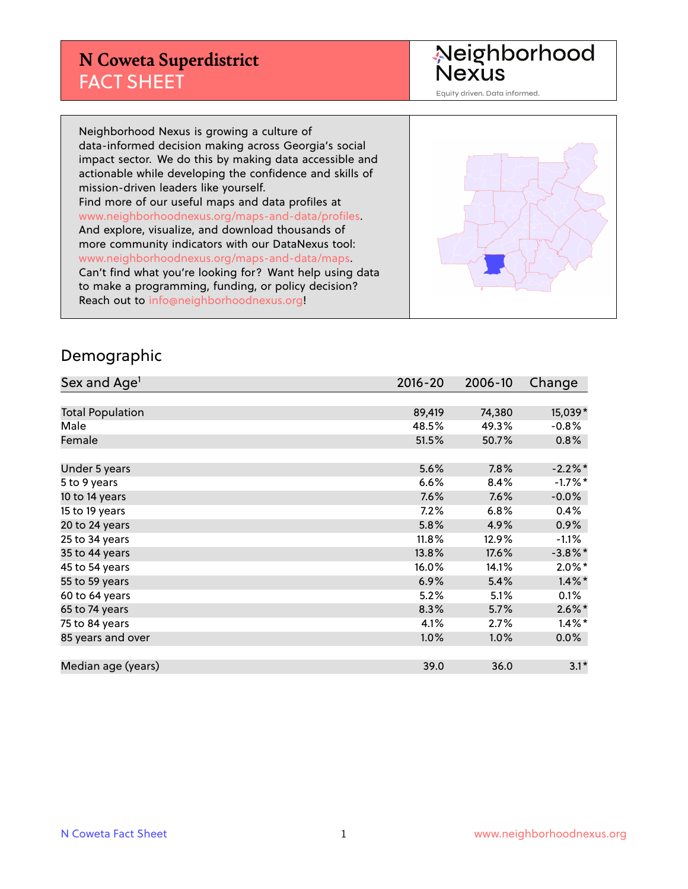# N Coweta Superdistrict
## FACT SHEET

Neighborhood Nexus
Equity driven. Data informed.

Neighborhood Nexus is growing a culture of data-informed decision making across Georgia's social impact sector. We do this by making data accessible and actionable while developing the confidence and skills of mission-driven leaders like yourself.
Find more of our useful maps and data profiles at www.neighborhoodnexus.org/maps-and-data/profiles.
And explore, visualize, and download thousands of more community indicators with our DataNexus tool: www.neighborhoodnexus.org/maps-and-data/maps.
Can't find what you're looking for? Want help using data to make a programming, funding, or policy decision? Reach out to info@neighborhoodnexus.org!

## Demographic

| Sex and Age[1] | 2016-20 | 2006-10 | Change |
|---|---|---|---|
| Total Population | 89,419 | 74,380 | 15,039* |
| Male | 48.5% | 49.3% | -0.8% |
| Female | 51.5% | 50.7% | 0.8% |
| Under 5 years | 5.6% | 7.8% | -2.2%* |
| 5 to 9 years | 6.6% | 8.4% | -1.7%* |
| 10 to 14 years | 7.6% | 7.6% | -0.0% |
| 15 to 19 years | 7.2% | 6.8% | 0.4% |
| 20 to 24 years | 5.8% | 4.9% | 0.9% |
| 25 to 34 years | 11.8% | 12.9% | -1.1% |
| 35 to 44 years | 13.8% | 17.6% | -3.8%* |
| 45 to 54 years | 16.0% | 14.1% | 2.0%* |
| 55 to 59 years | 6.9% | 5.4% | 1.4%* |
| 60 to 64 years | 5.2% | 5.1% | 0.1% |
| 65 to 74 years | 8.3% | 5.7% | 2.6%* |
| 75 to 84 years | 4.1% | 2.7% | 1.4%* |
| 85 years and over | 1.0% | 1.0% | 0.0% |
| Median age (years) | 39.0 | 36.0 | 3.1* |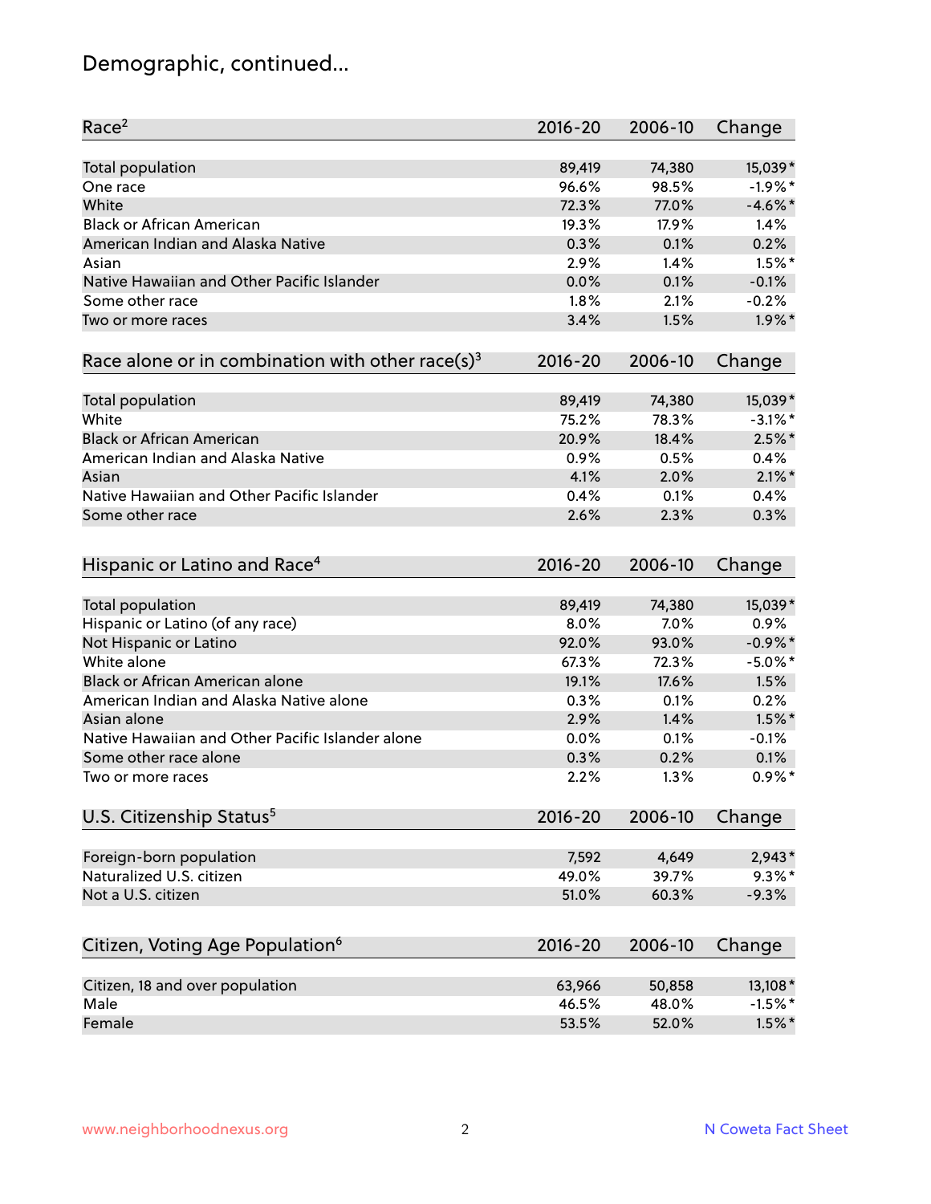# Demographic, continued...

| Race[2] | 2016-20 | 2006-10 | Change |
|---|---|---|---|
| Total population | 89,419 | 74,380 | 15,039* |
| One race | 96.6% | 98.5% | -1.9%* |
| White | 72.3% | 77.0% | -4.6%* |
| Black or African American | 19.3% | 17.9% | 1.4% |
| American Indian and Alaska Native | 0.3% | 0.1% | 0.2% |
| Asian | 2.9% | 1.4% | 1.5%* |
| Native Hawaiian and Other Pacific Islander | 0.0% | 0.1% | -0.1% |
| Some other race | 1.8% | 2.1% | -0.2% |
| Two or more races | 3.4% | 1.5% | 1.9%* |

| Race alone or in combination with other race(s)[3] | 2016-20 | 2006-10 | Change |
|---|---|---|---|
| Total population | 89,419 | 74,380 | 15,039* |
| White | 75.2% | 78.3% | -3.1%* |
| Black or African American | 20.9% | 18.4% | 2.5%* |
| American Indian and Alaska Native | 0.9% | 0.5% | 0.4% |
| Asian | 4.1% | 2.0% | 2.1%* |
| Native Hawaiian and Other Pacific Islander | 0.4% | 0.1% | 0.4% |
| Some other race | 2.6% | 2.3% | 0.3% |

| Hispanic or Latino and Race[4] | 2016-20 | 2006-10 | Change |
|---|---|---|---|
| Total population | 89,419 | 74,380 | 15,039* |
| Hispanic or Latino (of any race) | 8.0% | 7.0% | 0.9% |
| Not Hispanic or Latino | 92.0% | 93.0% | -0.9%* |
| White alone | 67.3% | 72.3% | -5.0%* |
| Black or African American alone | 19.1% | 17.6% | 1.5% |
| American Indian and Alaska Native alone | 0.3% | 0.1% | 0.2% |
| Asian alone | 2.9% | 1.4% | 1.5%* |
| Native Hawaiian and Other Pacific Islander alone | 0.0% | 0.1% | -0.1% |
| Some other race alone | 0.3% | 0.2% | 0.1% |
| Two or more races | 2.2% | 1.3% | 0.9%* |

| U.S. Citizenship Status[5] | 2016-20 | 2006-10 | Change |
|---|---|---|---|
| Foreign-born population | 7,592 | 4,649 | 2,943* |
| Naturalized U.S. citizen | 49.0% | 39.7% | 9.3%* |
| Not a U.S. citizen | 51.0% | 60.3% | -9.3% |

| Citizen, Voting Age Population[6] | 2016-20 | 2006-10 | Change |
|---|---|---|---|
| Citizen, 18 and over population | 63,966 | 50,858 | 13,108* |
| Male | 46.5% | 48.0% | -1.5%* |
| Female | 53.5% | 52.0% | 1.5%* |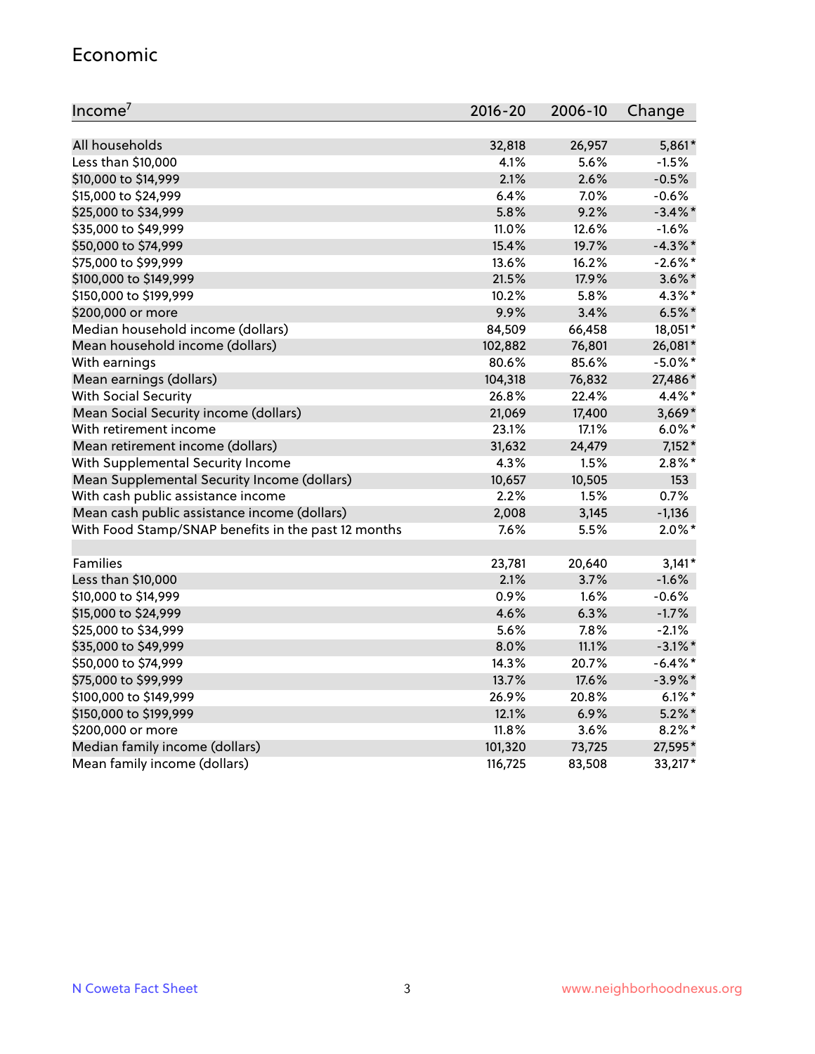## Economic

| Income[7] | 2016-20 | 2006-10 | Change |
|---|---|---|---|
| All households | 32,818 | 26,957 | 5,861* |
| Less than $10,000 | 4.1% | 5.6% | -1.5% |
| $10,000 to $14,999 | 2.1% | 2.6% | -0.5% |
| $15,000 to $24,999 | 6.4% | 7.0% | -0.6% |
| $25,000 to $34,999 | 5.8% | 9.2% | -3.4%* |
| $35,000 to $49,999 | 11.0% | 12.6% | -1.6% |
| $50,000 to $74,999 | 15.4% | 19.7% | -4.3%* |
| $75,000 to $99,999 | 13.6% | 16.2% | -2.6%* |
| $100,000 to $149,999 | 21.5% | 17.9% | 3.6%* |
| $150,000 to $199,999 | 10.2% | 5.8% | 4.3%* |
| $200,000 or more | 9.9% | 3.4% | 6.5%* |
| Median household income (dollars) | 84,509 | 66,458 | 18,051* |
| Mean household income (dollars) | 102,882 | 76,801 | 26,081* |
| With earnings | 80.6% | 85.6% | -5.0%* |
| Mean earnings (dollars) | 104,318 | 76,832 | 27,486* |
| With Social Security | 26.8% | 22.4% | 4.4%* |
| Mean Social Security income (dollars) | 21,069 | 17,400 | 3,669* |
| With retirement income | 23.1% | 17.1% | 6.0%* |
| Mean retirement income (dollars) | 31,632 | 24,479 | 7,152* |
| With Supplemental Security Income | 4.3% | 1.5% | 2.8%* |
| Mean Supplemental Security Income (dollars) | 10,657 | 10,505 | 153 |
| With cash public assistance income | 2.2% | 1.5% | 0.7% |
| Mean cash public assistance income (dollars) | 2,008 | 3,145 | -1,136 |
| With Food Stamp/SNAP benefits in the past 12 months | 7.6% | 5.5% | 2.0%* |
| | | | |
| Families | 23,781 | 20,640 | 3,141* |
| Less than $10,000 | 2.1% | 3.7% | -1.6% |
| $10,000 to $14,999 | 0.9% | 1.6% | -0.6% |
| $15,000 to $24,999 | 4.6% | 6.3% | -1.7% |
| $25,000 to $34,999 | 5.6% | 7.8% | -2.1% |
| $35,000 to $49,999 | 8.0% | 11.1% | -3.1%* |
| $50,000 to $74,999 | 14.3% | 20.7% | -6.4%* |
| $75,000 to $99,999 | 13.7% | 17.6% | -3.9%* |
| $100,000 to $149,999 | 26.9% | 20.8% | 6.1%* |
| $150,000 to $199,999 | 12.1% | 6.9% | 5.2%* |
| $200,000 or more | 11.8% | 3.6% | 8.2%* |
| Median family income (dollars) | 101,320 | 73,725 | 27,595* |
| Mean family income (dollars) | 116,725 | 83,508 | 33,217* |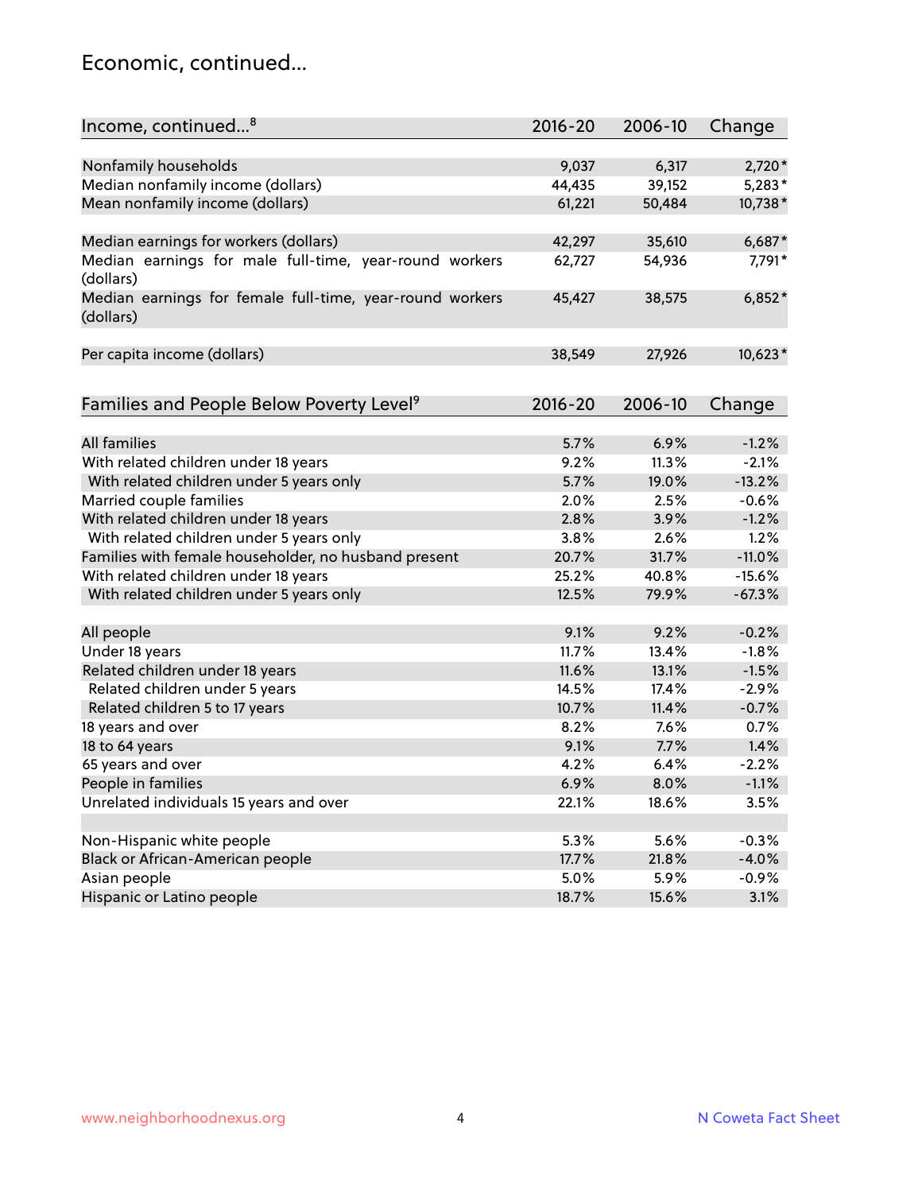## Economic, continued...

| Income, continued...[8] | 2016-20 | 2006-10 | Change |
|---|---|---|---|
| Nonfamily households | 9,037 | 6,317 | 2,720* |
| Median nonfamily income (dollars) | 44,435 | 39,152 | 5,283* |
| Mean nonfamily income (dollars) | 61,221 | 50,484 | 10,738* |
| Median earnings for workers (dollars) | 42,297 | 35,610 | 6,687* |
| Median earnings for male full-time, year-round workers (dollars) | 62,727 | 54,936 | 7,791* |
| Median earnings for female full-time, year-round workers (dollars) | 45,427 | 38,575 | 6,852* |
| Per capita income (dollars) | 38,549 | 27,926 | 10,623* |

| Families and People Below Poverty Level[9] | 2016-20 | 2006-10 | Change |
|---|---|---|---|
| All families | 5.7% | 6.9% | -1.2% |
| With related children under 18 years | 9.2% | 11.3% | -2.1% |
| With related children under 5 years only | 5.7% | 19.0% | -13.2% |
| Married couple families | 2.0% | 2.5% | -0.6% |
| With related children under 18 years | 2.8% | 3.9% | -1.2% |
| With related children under 5 years only | 3.8% | 2.6% | 1.2% |
| Families with female householder, no husband present | 20.7% | 31.7% | -11.0% |
| With related children under 18 years | 25.2% | 40.8% | -15.6% |
| With related children under 5 years only | 12.5% | 79.9% | -67.3% |
| All people | 9.1% | 9.2% | -0.2% |
| Under 18 years | 11.7% | 13.4% | -1.8% |
| Related children under 18 years | 11.6% | 13.1% | -1.5% |
| Related children under 5 years | 14.5% | 17.4% | -2.9% |
| Related children 5 to 17 years | 10.7% | 11.4% | -0.7% |
| 18 years and over | 8.2% | 7.6% | 0.7% |
| 18 to 64 years | 9.1% | 7.7% | 1.4% |
| 65 years and over | 4.2% | 6.4% | -2.2% |
| People in families | 6.9% | 8.0% | -1.1% |
| Unrelated individuals 15 years and over | 22.1% | 18.6% | 3.5% |
| Non-Hispanic white people | 5.3% | 5.6% | -0.3% |
| Black or African-American people | 17.7% | 21.8% | -4.0% |
| Asian people | 5.0% | 5.9% | -0.9% |
| Hispanic or Latino people | 18.7% | 15.6% | 3.1% |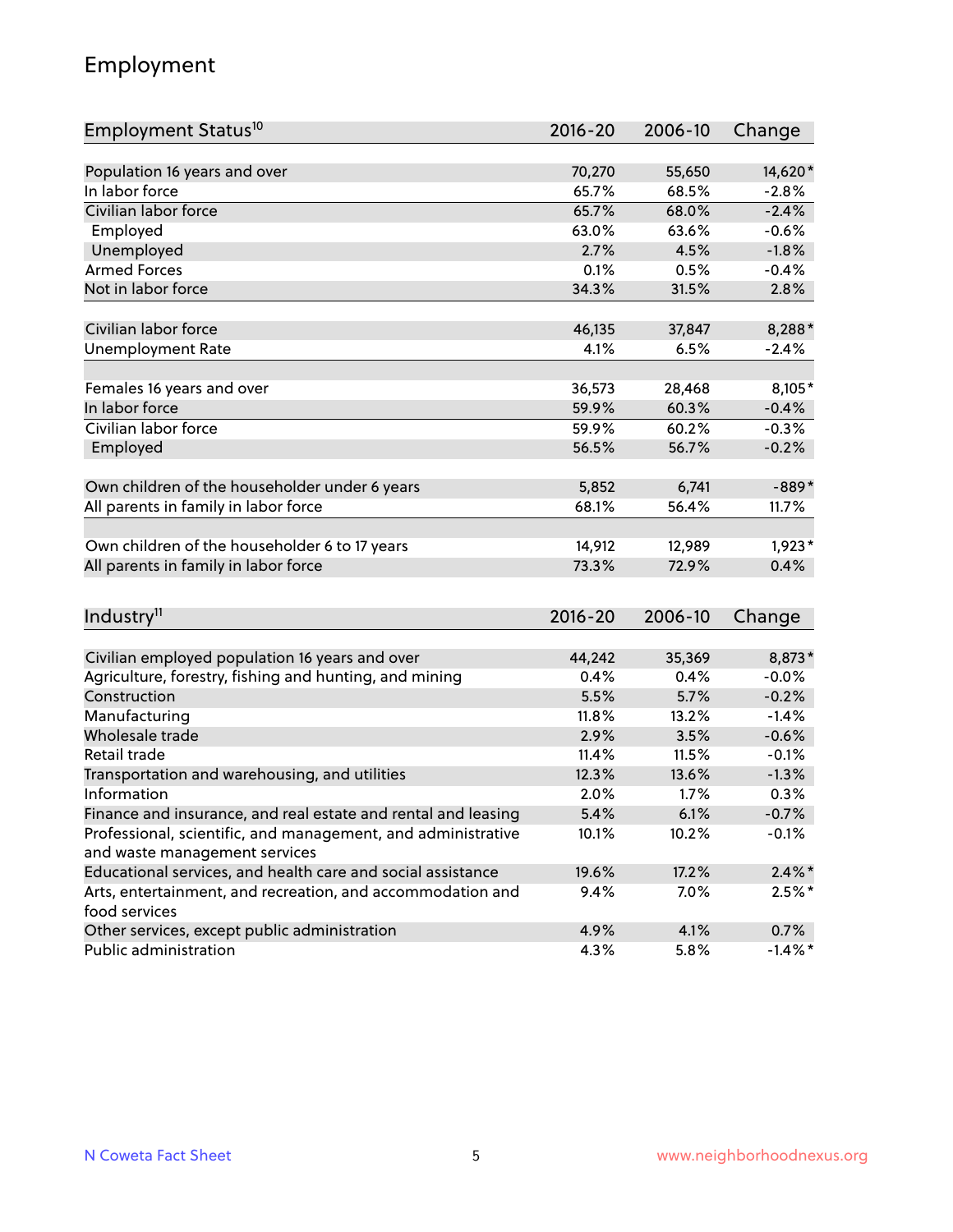## Employment

| Employment Status[10] | 2016-20 | 2006-10 | Change |
|---|---|---|---|
| Population 16 years and over | 70,270 | 55,650 | 14,620* |
| In labor force | 65.7% | 68.5% | -2.8% |
| Civilian labor force | 65.7% | 68.0% | -2.4% |
| Employed | 63.0% | 63.6% | -0.6% |
| Unemployed | 2.7% | 4.5% | -1.8% |
| Armed Forces | 0.1% | 0.5% | -0.4% |
| Not in labor force | 34.3% | 31.5% | 2.8% |
| | | | |
| Civilian labor force | 46,135 | 37,847 | 8,288* |
| Unemployment Rate | 4.1% | 6.5% | -2.4% |
| | | | |
| Females 16 years and over | 36,573 | 28,468 | 8,105* |
| In labor force | 59.9% | 60.3% | -0.4% |
| Civilian labor force | 59.9% | 60.2% | -0.3% |
| Employed | 56.5% | 56.7% | -0.2% |
| | | | |
| Own children of the householder under 6 years | 5,852 | 6,741 | -889* |
| All parents in family in labor force | 68.1% | 56.4% | 11.7% |
| | | | |
| Own children of the householder 6 to 17 years | 14,912 | 12,989 | 1,923* |
| All parents in family in labor force | 73.3% | 72.9% | 0.4% |

| Industry[11] | 2016-20 | 2006-10 | Change |
|---|---|---|---|
| Civilian employed population 16 years and over | 44,242 | 35,369 | 8,873* |
| Agriculture, forestry, fishing and hunting, and mining | 0.4% | 0.4% | -0.0% |
| Construction | 5.5% | 5.7% | -0.2% |
| Manufacturing | 11.8% | 13.2% | -1.4% |
| Wholesale trade | 2.9% | 3.5% | -0.6% |
| Retail trade | 11.4% | 11.5% | -0.1% |
| Transportation and warehousing, and utilities | 12.3% | 13.6% | -1.3% |
| Information | 2.0% | 1.7% | 0.3% |
| Finance and insurance, and real estate and rental and leasing | 5.4% | 6.1% | -0.7% |
| Professional, scientific, and management, and administrative and waste management services | 10.1% | 10.2% | -0.1% |
| Educational services, and health care and social assistance | 19.6% | 17.2% | 2.4%* |
| Arts, entertainment, and recreation, and accommodation and food services | 9.4% | 7.0% | 2.5%* |
| Other services, except public administration | 4.9% | 4.1% | 0.7% |
| Public administration | 4.3% | 5.8% | -1.4%* |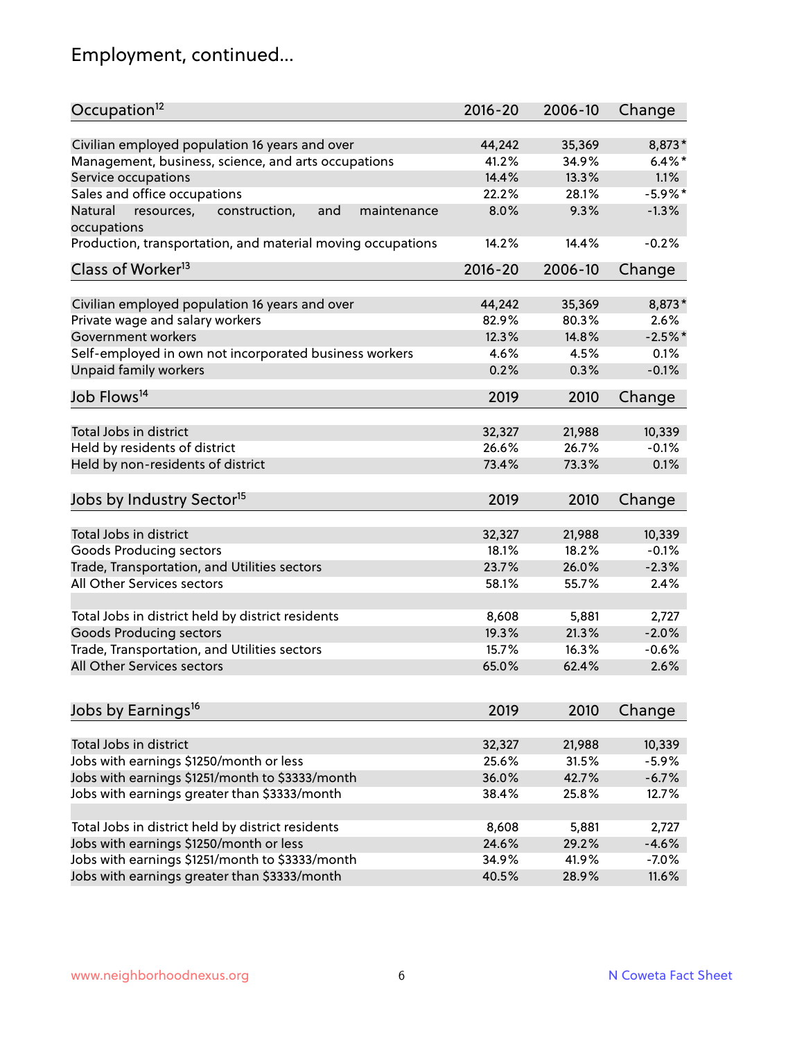# Employment, continued...

| Occupation[12] | 2016-20 | 2006-10 | Change |
|---|---|---|---|
| Civilian employed population 16 years and over | 44,242 | 35,369 | 8,873* |
| Management, business, science, and arts occupations | 41.2% | 34.9% | 6.4%* |
| Service occupations | 14.4% | 13.3% | 1.1% |
| Sales and office occupations | 22.2% | 28.1% | -5.9%* |
| Natural resources, construction, and maintenance occupations | 8.0% | 9.3% | -1.3% |
| Production, transportation, and material moving occupations | 14.2% | 14.4% | -0.2% |

| Class of Worker[13] | 2016-20 | 2006-10 | Change |
|---|---|---|---|
| Civilian employed population 16 years and over | 44,242 | 35,369 | 8,873* |
| Private wage and salary workers | 82.9% | 80.3% | 2.6% |
| Government workers | 12.3% | 14.8% | -2.5%* |
| Self-employed in own not incorporated business workers | 4.6% | 4.5% | 0.1% |
| Unpaid family workers | 0.2% | 0.3% | -0.1% |

| Job Flows[14] | 2019 | 2010 | Change |
|---|---|---|---|
| Total Jobs in district | 32,327 | 21,988 | 10,339 |
| Held by residents of district | 26.6% | 26.7% | -0.1% |
| Held by non-residents of district | 73.4% | 73.3% | 0.1% |

| Jobs by Industry Sector[15] | 2019 | 2010 | Change |
|---|---|---|---|
| Total Jobs in district | 32,327 | 21,988 | 10,339 |
| Goods Producing sectors | 18.1% | 18.2% | -0.1% |
| Trade, Transportation, and Utilities sectors | 23.7% | 26.0% | -2.3% |
| All Other Services sectors | 58.1% | 55.7% | 2.4% |
| | | | |
| Total Jobs in district held by district residents | 8,608 | 5,881 | 2,727 |
| Goods Producing sectors | 19.3% | 21.3% | -2.0% |
| Trade, Transportation, and Utilities sectors | 15.7% | 16.3% | -0.6% |
| All Other Services sectors | 65.0% | 62.4% | 2.6% |

| Jobs by Earnings[16] | 2019 | 2010 | Change |
|---|---|---|---|
| Total Jobs in district | 32,327 | 21,988 | 10,339 |
| Jobs with earnings $1250/month or less | 25.6% | 31.5% | -5.9% |
| Jobs with earnings $1251/month to $3333/month | 36.0% | 42.7% | -6.7% |
| Jobs with earnings greater than $3333/month | 38.4% | 25.8% | 12.7% |
| | | | |
| Total Jobs in district held by district residents | 8,608 | 5,881 | 2,727 |
| Jobs with earnings $1250/month or less | 24.6% | 29.2% | -4.6% |
| Jobs with earnings $1251/month to $3333/month | 34.9% | 41.9% | -7.0% |
| Jobs with earnings greater than $3333/month | 40.5% | 28.9% | 11.6% |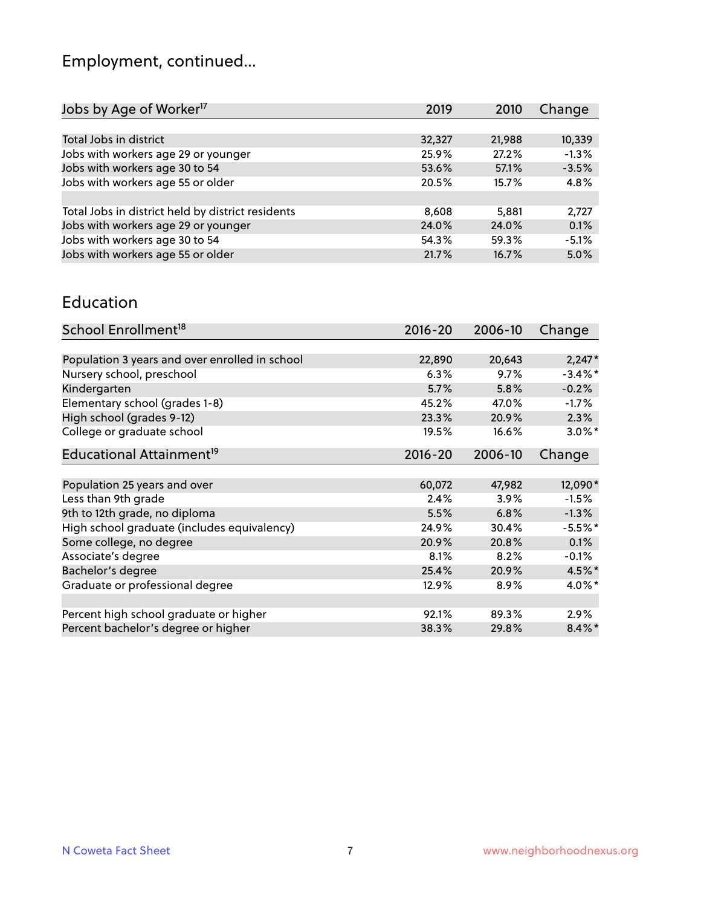# Employment, continued...

| Jobs by Age of Worker[17] | 2019 | 2010 | Change |
|---|---|---|---|
| | | | |
| Total Jobs in district | 32,327 | 21,988 | 10,339 |
| Jobs with workers age 29 or younger | 25.9% | 27.2% | -1.3% |
| Jobs with workers age 30 to 54 | 53.6% | 57.1% | -3.5% |
| Jobs with workers age 55 or older | 20.5% | 15.7% | 4.8% |
| | | | |
| Total Jobs in district held by district residents | 8,608 | 5,881 | 2,727 |
| Jobs with workers age 29 or younger | 24.0% | 24.0% | 0.1% |
| Jobs with workers age 30 to 54 | 54.3% | 59.3% | -5.1% |
| Jobs with workers age 55 or older | 21.7% | 16.7% | 5.0% |

## Education

| School Enrollment[18] | 2016-20 | 2006-10 | Change |
|---|---|---|---|
| | | | |
| Population 3 years and over enrolled in school | 22,890 | 20,643 | 2,247* |
| Nursery school, preschool | 6.3% | 9.7% | -3.4%* |
| Kindergarten | 5.7% | 5.8% | -0.2% |
| Elementary school (grades 1-8) | 45.2% | 47.0% | -1.7% |
| High school (grades 9-12) | 23.3% | 20.9% | 2.3% |
| College or graduate school | 19.5% | 16.6% | 3.0%* |

| Educational Attainment[19] | 2016-20 | 2006-10 | Change |
|---|---|---|---|
| | | | |
| Population 25 years and over | 60,072 | 47,982 | 12,090* |
| Less than 9th grade | 2.4% | 3.9% | -1.5% |
| 9th to 12th grade, no diploma | 5.5% | 6.8% | -1.3% |
| High school graduate (includes equivalency) | 24.9% | 30.4% | -5.5%* |
| Some college, no degree | 20.9% | 20.8% | 0.1% |
| Associate's degree | 8.1% | 8.2% | -0.1% |
| Bachelor's degree | 25.4% | 20.9% | 4.5%* |
| Graduate or professional degree | 12.9% | 8.9% | 4.0%* |
| | | | |
| Percent high school graduate or higher | 92.1% | 89.3% | 2.9% |
| Percent bachelor's degree or higher | 38.3% | 29.8% | 8.4%* |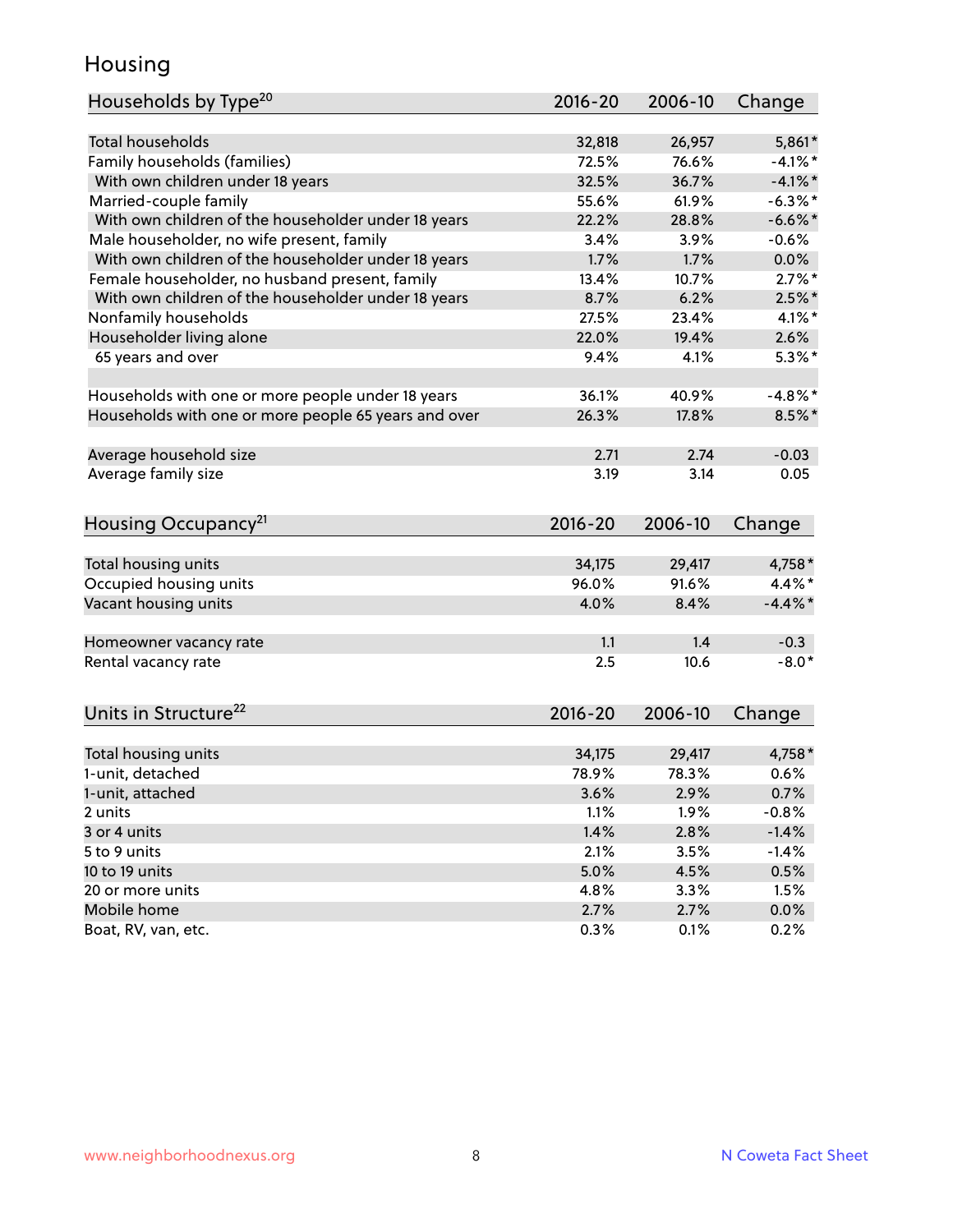## Housing

| Households by Type[20] | 2016-20 | 2006-10 | Change |
|---|---|---|---|
| Total households | 32,818 | 26,957 | 5,861* |
| Family households (families) | 72.5% | 76.6% | -4.1%* |
| With own children under 18 years | 32.5% | 36.7% | -4.1%* |
| Married-couple family | 55.6% | 61.9% | -6.3%* |
| With own children of the householder under 18 years | 22.2% | 28.8% | -6.6%* |
| Male householder, no wife present, family | 3.4% | 3.9% | -0.6% |
| With own children of the householder under 18 years | 1.7% | 1.7% | 0.0% |
| Female householder, no husband present, family | 13.4% | 10.7% | 2.7%* |
| With own children of the householder under 18 years | 8.7% | 6.2% | 2.5%* |
| Nonfamily households | 27.5% | 23.4% | 4.1%* |
| Householder living alone | 22.0% | 19.4% | 2.6% |
| 65 years and over | 9.4% | 4.1% | 5.3%* |
| | | | |
| Households with one or more people under 18 years | 36.1% | 40.9% | -4.8%* |
| Households with one or more people 65 years and over | 26.3% | 17.8% | 8.5%* |
| | | | |
| Average household size | 2.71 | 2.74 | -0.03 |
| Average family size | 3.19 | 3.14 | 0.05 |

| Housing Occupancy[21] | 2016-20 | 2006-10 | Change |
|---|---|---|---|
| Total housing units | 34,175 | 29,417 | 4,758* |
| Occupied housing units | 96.0% | 91.6% | 4.4%* |
| Vacant housing units | 4.0% | 8.4% | -4.4%* |
| | | | |
| Homeowner vacancy rate | 1.1 | 1.4 | -0.3 |
| Rental vacancy rate | 2.5 | 10.6 | -8.0* |

| Units in Structure[22] | 2016-20 | 2006-10 | Change |
|---|---|---|---|
| Total housing units | 34,175 | 29,417 | 4,758* |
| 1-unit, detached | 78.9% | 78.3% | 0.6% |
| 1-unit, attached | 3.6% | 2.9% | 0.7% |
| 2 units | 1.1% | 1.9% | -0.8% |
| 3 or 4 units | 1.4% | 2.8% | -1.4% |
| 5 to 9 units | 2.1% | 3.5% | -1.4% |
| 10 to 19 units | 5.0% | 4.5% | 0.5% |
| 20 or more units | 4.8% | 3.3% | 1.5% |
| Mobile home | 2.7% | 2.7% | 0.0% |
| Boat, RV, van, etc. | 0.3% | 0.1% | 0.2% |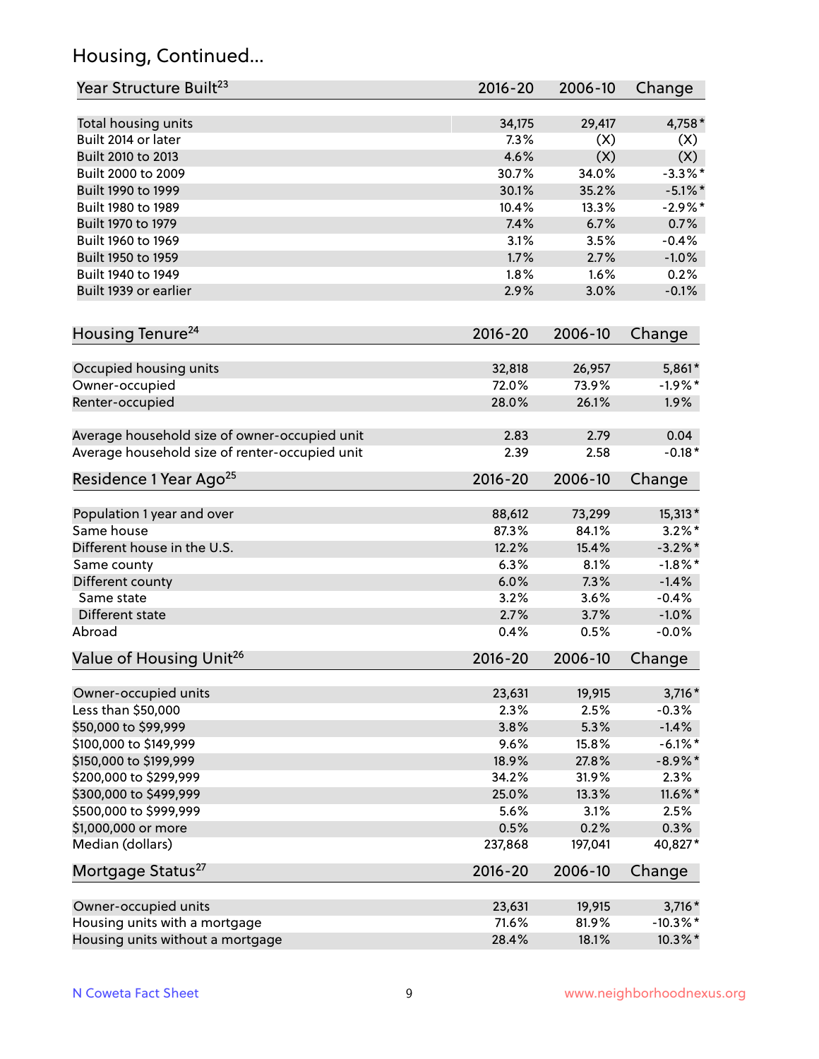## Housing, Continued...

| Year Structure Built[23] | 2016-20 | 2006-10 | Change |
|---|---|---|---|
| Total housing units | 34,175 | 29,417 | 4,758* |
| Built 2014 or later | 7.3% | (X) | (X) |
| Built 2010 to 2013 | 4.6% | (X) | (X) |
| Built 2000 to 2009 | 30.7% | 34.0% | -3.3%* |
| Built 1990 to 1999 | 30.1% | 35.2% | -5.1%* |
| Built 1980 to 1989 | 10.4% | 13.3% | -2.9%* |
| Built 1970 to 1979 | 7.4% | 6.7% | 0.7% |
| Built 1960 to 1969 | 3.1% | 3.5% | -0.4% |
| Built 1950 to 1959 | 1.7% | 2.7% | -1.0% |
| Built 1940 to 1949 | 1.8% | 1.6% | 0.2% |
| Built 1939 or earlier | 2.9% | 3.0% | -0.1% |

| Housing Tenure[24] | 2016-20 | 2006-10 | Change |
|---|---|---|---|
| Occupied housing units | 32,818 | 26,957 | 5,861* |
| Owner-occupied | 72.0% | 73.9% | -1.9%* |
| Renter-occupied | 28.0% | 26.1% | 1.9% |
| Average household size of owner-occupied unit | 2.83 | 2.79 | 0.04 |
| Average household size of renter-occupied unit | 2.39 | 2.58 | -0.18* |

| Residence 1 Year Ago[25] | 2016-20 | 2006-10 | Change |
|---|---|---|---|
| Population 1 year and over | 88,612 | 73,299 | 15,313* |
| Same house | 87.3% | 84.1% | 3.2%* |
| Different house in the U.S. | 12.2% | 15.4% | -3.2%* |
| Same county | 6.3% | 8.1% | -1.8%* |
| Different county | 6.0% | 7.3% | -1.4% |
| Same state | 3.2% | 3.6% | -0.4% |
| Different state | 2.7% | 3.7% | -1.0% |
| Abroad | 0.4% | 0.5% | -0.0% |

| Value of Housing Unit[26] | 2016-20 | 2006-10 | Change |
|---|---|---|---|
| Owner-occupied units | 23,631 | 19,915 | 3,716* |
| Less than $50,000 | 2.3% | 2.5% | -0.3% |
| $50,000 to $99,999 | 3.8% | 5.3% | -1.4% |
| $100,000 to $149,999 | 9.6% | 15.8% | -6.1%* |
| $150,000 to $199,999 | 18.9% | 27.8% | -8.9%* |
| $200,000 to $299,999 | 34.2% | 31.9% | 2.3% |
| $300,000 to $499,999 | 25.0% | 13.3% | 11.6%* |
| $500,000 to $999,999 | 5.6% | 3.1% | 2.5% |
| $1,000,000 or more | 0.5% | 0.2% | 0.3% |
| Median (dollars) | 237,868 | 197,041 | 40,827* |

| Mortgage Status[27] | 2016-20 | 2006-10 | Change |
|---|---|---|---|
| Owner-occupied units | 23,631 | 19,915 | 3,716* |
| Housing units with a mortgage | 71.6% | 81.9% | -10.3%* |
| Housing units without a mortgage | 28.4% | 18.1% | 10.3%* |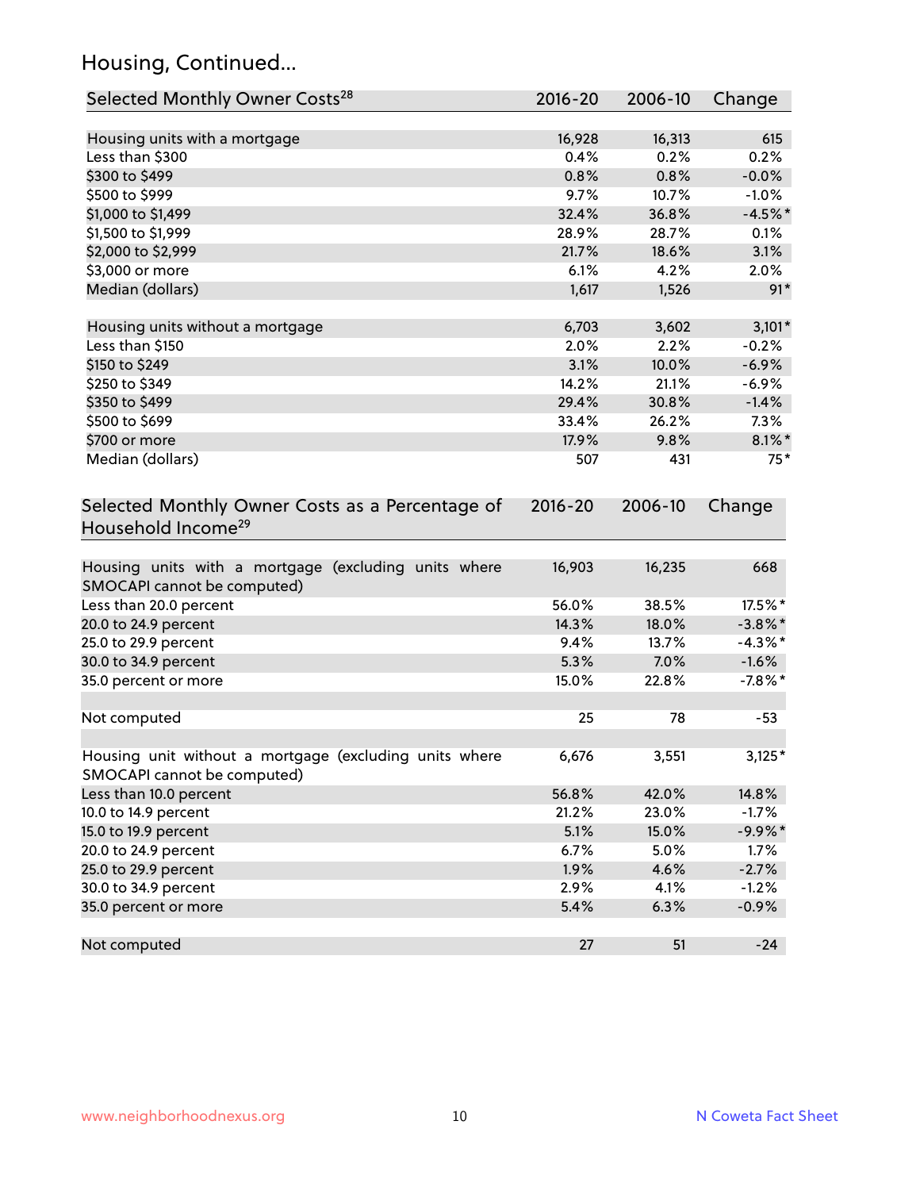## Housing, Continued...

| Selected Monthly Owner Costs[28] | 2016-20 | 2006-10 | Change |
|---|---|---|---|
| Housing units with a mortgage | 16,928 | 16,313 | 615 |
| Less than $300 | 0.4% | 0.2% | 0.2% |
| $300 to $499 | 0.8% | 0.8% | -0.0% |
| $500 to $999 | 9.7% | 10.7% | -1.0% |
| $1,000 to $1,499 | 32.4% | 36.8% | -4.5%* |
| $1,500 to $1,999 | 28.9% | 28.7% | 0.1% |
| $2,000 to $2,999 | 21.7% | 18.6% | 3.1% |
| $3,000 or more | 6.1% | 4.2% | 2.0% |
| Median (dollars) | 1,617 | 1,526 | 91* |
| Housing units without a mortgage | 6,703 | 3,602 | 3,101* |
| Less than $150 | 2.0% | 2.2% | -0.2% |
| $150 to $249 | 3.1% | 10.0% | -6.9% |
| $250 to $349 | 14.2% | 21.1% | -6.9% |
| $350 to $499 | 29.4% | 30.8% | -1.4% |
| $500 to $699 | 33.4% | 26.2% | 7.3% |
| $700 or more | 17.9% | 9.8% | 8.1%* |
| Median (dollars) | 507 | 431 | 75* |

| Selected Monthly Owner Costs as a Percentage of Household Income[29] | 2016-20 | 2006-10 | Change |
|---|---|---|---|
| Housing units with a mortgage (excluding units where SMOCAPI cannot be computed) | 16,903 | 16,235 | 668 |
| Less than 20.0 percent | 56.0% | 38.5% | 17.5%* |
| 20.0 to 24.9 percent | 14.3% | 18.0% | -3.8%* |
| 25.0 to 29.9 percent | 9.4% | 13.7% | -4.3%* |
| 30.0 to 34.9 percent | 5.3% | 7.0% | -1.6% |
| 35.0 percent or more | 15.0% | 22.8% | -7.8%* |
| Not computed | 25 | 78 | -53 |
| Housing unit without a mortgage (excluding units where SMOCAPI cannot be computed) | 6,676 | 3,551 | 3,125* |
| Less than 10.0 percent | 56.8% | 42.0% | 14.8% |
| 10.0 to 14.9 percent | 21.2% | 23.0% | -1.7% |
| 15.0 to 19.9 percent | 5.1% | 15.0% | -9.9%* |
| 20.0 to 24.9 percent | 6.7% | 5.0% | 1.7% |
| 25.0 to 29.9 percent | 1.9% | 4.6% | -2.7% |
| 30.0 to 34.9 percent | 2.9% | 4.1% | -1.2% |
| 35.0 percent or more | 5.4% | 6.3% | -0.9% |
| Not computed | 27 | 51 | -24 |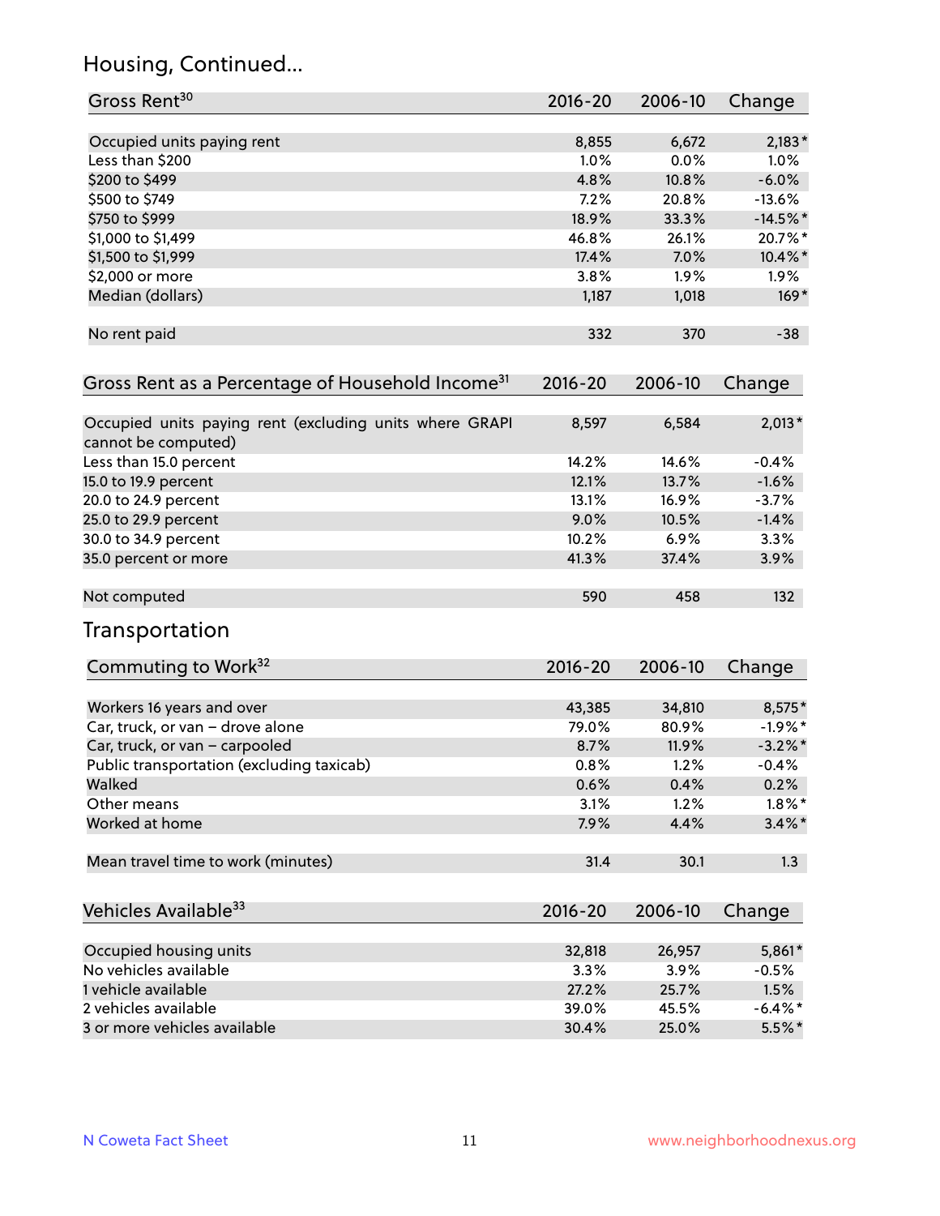## Housing, Continued...

| Gross Rent[30] | 2016-20 | 2006-10 | Change |
|---|---|---|---|
| Occupied units paying rent | 8,855 | 6,672 | 2,183* |
| Less than $200 | 1.0% | 0.0% | 1.0% |
| $200 to $499 | 4.8% | 10.8% | -6.0% |
| $500 to $749 | 7.2% | 20.8% | -13.6% |
| $750 to $999 | 18.9% | 33.3% | -14.5%* |
| $1,000 to $1,499 | 46.8% | 26.1% | 20.7%* |
| $1,500 to $1,999 | 17.4% | 7.0% | 10.4%* |
| $2,000 or more | 3.8% | 1.9% | 1.9% |
| Median (dollars) | 1,187 | 1,018 | 169* |
| No rent paid | 332 | 370 | -38 |

| Gross Rent as a Percentage of Household Income[31] | 2016-20 | 2006-10 | Change |
|---|---|---|---|
| Occupied units paying rent (excluding units where GRAPI cannot be computed) | 8,597 | 6,584 | 2,013* |
| Less than 15.0 percent | 14.2% | 14.6% | -0.4% |
| 15.0 to 19.9 percent | 12.1% | 13.7% | -1.6% |
| 20.0 to 24.9 percent | 13.1% | 16.9% | -3.7% |
| 25.0 to 29.9 percent | 9.0% | 10.5% | -1.4% |
| 30.0 to 34.9 percent | 10.2% | 6.9% | 3.3% |
| 35.0 percent or more | 41.3% | 37.4% | 3.9% |
| Not computed | 590 | 458 | 132 |

## Transportation

| Commuting to Work[32] | 2016-20 | 2006-10 | Change |
|---|---|---|---|
| Workers 16 years and over | 43,385 | 34,810 | 8,575* |
| Car, truck, or van – drove alone | 79.0% | 80.9% | -1.9%* |
| Car, truck, or van – carpooled | 8.7% | 11.9% | -3.2%* |
| Public transportation (excluding taxicab) | 0.8% | 1.2% | -0.4% |
| Walked | 0.6% | 0.4% | 0.2% |
| Other means | 3.1% | 1.2% | 1.8%* |
| Worked at home | 7.9% | 4.4% | 3.4%* |
| Mean travel time to work (minutes) | 31.4 | 30.1 | 1.3 |

| Vehicles Available[33] | 2016-20 | 2006-10 | Change |
|---|---|---|---|
| Occupied housing units | 32,818 | 26,957 | 5,861* |
| No vehicles available | 3.3% | 3.9% | -0.5% |
| 1 vehicle available | 27.2% | 25.7% | 1.5% |
| 2 vehicles available | 39.0% | 45.5% | -6.4%* |
| 3 or more vehicles available | 30.4% | 25.0% | 5.5%* |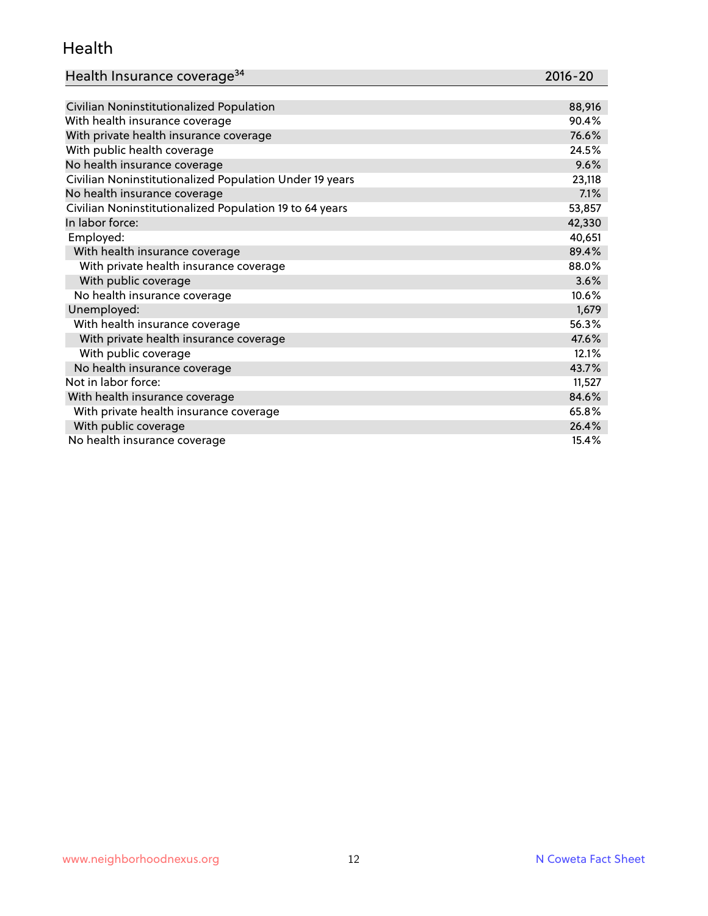## Health

| Health Insurance coverage[34] | 2016-20 |
| --- | --- |
| Civilian Noninstitutionalized Population | 88,916 |
| With health insurance coverage | 90.4% |
| With private health insurance coverage | 76.6% |
| With public health coverage | 24.5% |
| No health insurance coverage | 9.6% |
| Civilian Noninstitutionalized Population Under 19 years | 23,118 |
| No health insurance coverage | 7.1% |
| Civilian Noninstitutionalized Population 19 to 64 years | 53,857 |
| In labor force: | 42,330 |
| Employed: | 40,651 |
| With health insurance coverage | 89.4% |
| With private health insurance coverage | 88.0% |
| With public coverage | 3.6% |
| No health insurance coverage | 10.6% |
| Unemployed: | 1,679 |
| With health insurance coverage | 56.3% |
| With private health insurance coverage | 47.6% |
| With public coverage | 12.1% |
| No health insurance coverage | 43.7% |
| Not in labor force: | 11,527 |
| With health insurance coverage | 84.6% |
| With private health insurance coverage | 65.8% |
| With public coverage | 26.4% |
| No health insurance coverage | 15.4% |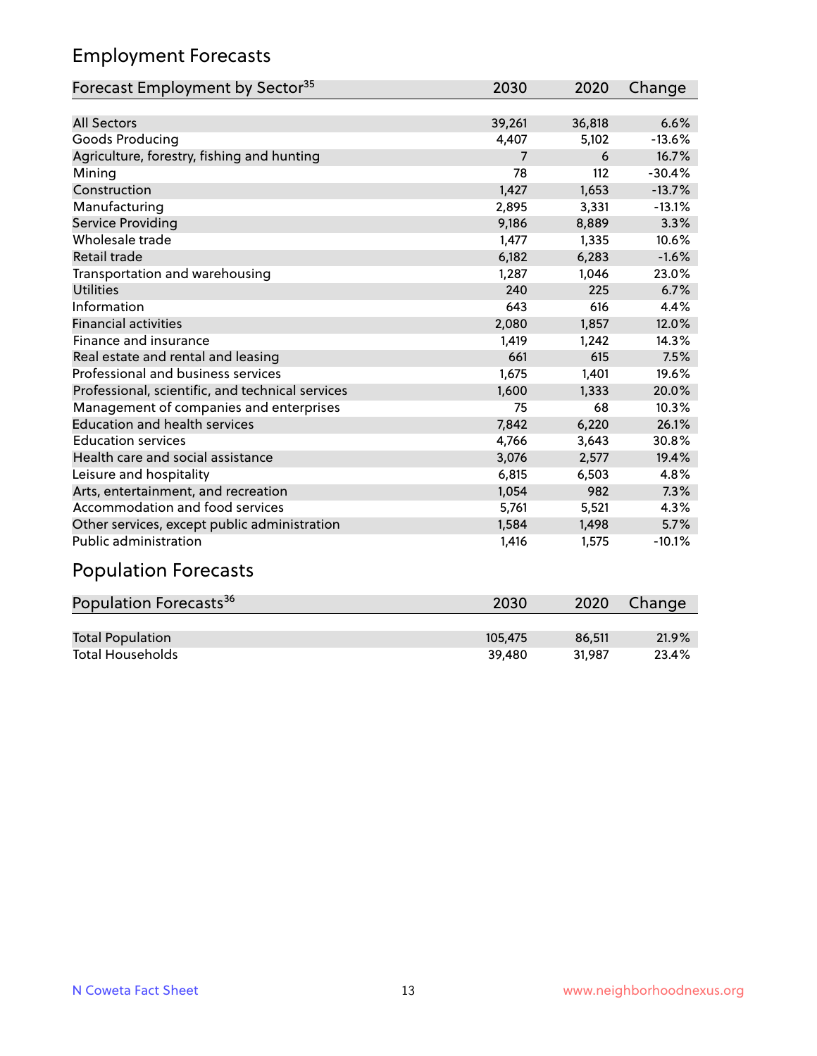## Employment Forecasts

| Forecast Employment by Sector[35] | 2030 | 2020 | Change |
|---|---|---|---|
| All Sectors | 39,261 | 36,818 | 6.6% |
| Goods Producing | 4,407 | 5,102 | -13.6% |
| Agriculture, forestry, fishing and hunting | 7 | 6 | 16.7% |
| Mining | 78 | 112 | -30.4% |
| Construction | 1,427 | 1,653 | -13.7% |
| Manufacturing | 2,895 | 3,331 | -13.1% |
| Service Providing | 9,186 | 8,889 | 3.3% |
| Wholesale trade | 1,477 | 1,335 | 10.6% |
| Retail trade | 6,182 | 6,283 | -1.6% |
| Transportation and warehousing | 1,287 | 1,046 | 23.0% |
| Utilities | 240 | 225 | 6.7% |
| Information | 643 | 616 | 4.4% |
| Financial activities | 2,080 | 1,857 | 12.0% |
| Finance and insurance | 1,419 | 1,242 | 14.3% |
| Real estate and rental and leasing | 661 | 615 | 7.5% |
| Professional and business services | 1,675 | 1,401 | 19.6% |
| Professional, scientific, and technical services | 1,600 | 1,333 | 20.0% |
| Management of companies and enterprises | 75 | 68 | 10.3% |
| Education and health services | 7,842 | 6,220 | 26.1% |
| Education services | 4,766 | 3,643 | 30.8% |
| Health care and social assistance | 3,076 | 2,577 | 19.4% |
| Leisure and hospitality | 6,815 | 6,503 | 4.8% |
| Arts, entertainment, and recreation | 1,054 | 982 | 7.3% |
| Accommodation and food services | 5,761 | 5,521 | 4.3% |
| Other services, except public administration | 1,584 | 1,498 | 5.7% |
| Public administration | 1,416 | 1,575 | -10.1% |

## Population Forecasts

| Population Forecasts[36] | 2030 | 2020 | Change |
|---|---|---|---|
| Total Population | 105,475 | 86,511 | 21.9% |
| Total Households | 39,480 | 31,987 | 23.4% |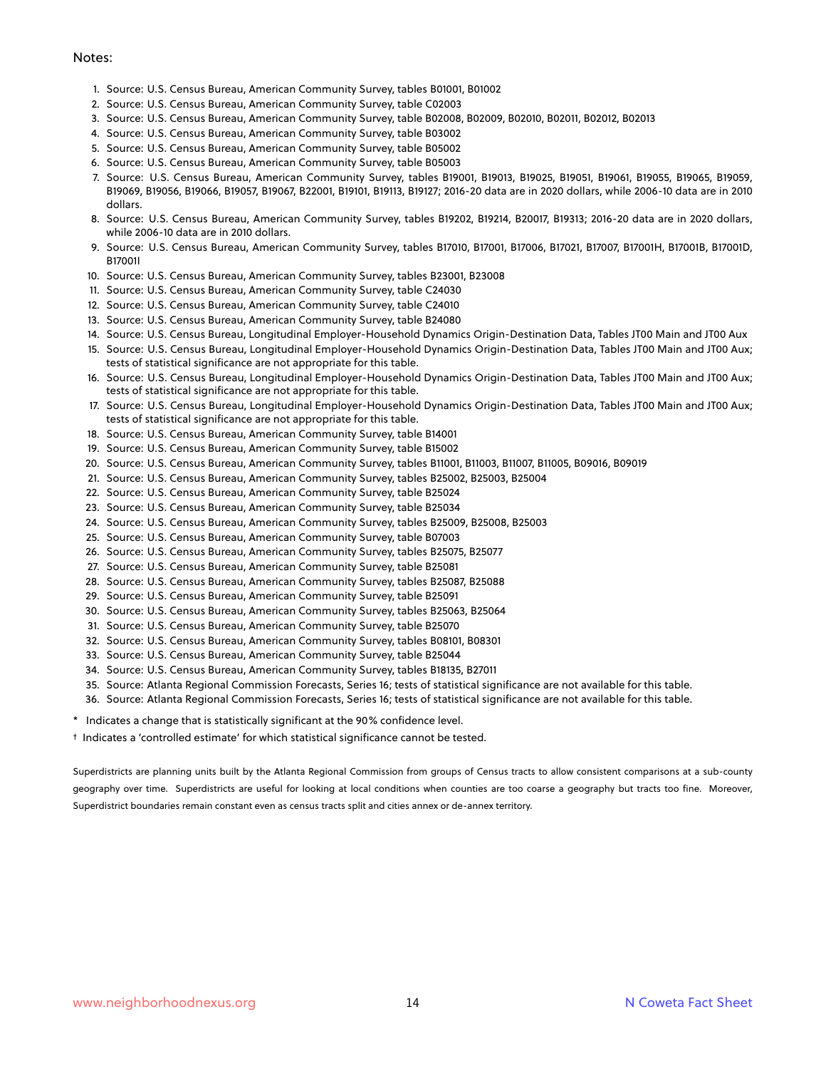Notes:

1. Source: U.S. Census Bureau, American Community Survey, tables B01001, B01002
2. Source: U.S. Census Bureau, American Community Survey, table C02003
3. Source: U.S. Census Bureau, American Community Survey, table B02008, B02009, B02010, B02011, B02012, B02013
4. Source: U.S. Census Bureau, American Community Survey, table B03002
5. Source: U.S. Census Bureau, American Community Survey, table B05002
6. Source: U.S. Census Bureau, American Community Survey, table B05003
7. Source: U.S. Census Bureau, American Community Survey, tables B19001, B19013, B19025, B19051, B19061, B19055, B19065, B19059, B19069, B19056, B19066, B19057, B19067, B22001, B19101, B19113, B19127; 2016-20 data are in 2020 dollars, while 2006-10 data are in 2010 dollars.
8. Source: U.S. Census Bureau, American Community Survey, tables B19202, B19214, B20017, B19313; 2016-20 data are in 2020 dollars, while 2006-10 data are in 2010 dollars.
9. Source: U.S. Census Bureau, American Community Survey, tables B17010, B17001, B17006, B17021, B17007, B17001H, B17001B, B17001D, B17001I
10. Source: U.S. Census Bureau, American Community Survey, tables B23001, B23008
11. Source: U.S. Census Bureau, American Community Survey, table C24030
12. Source: U.S. Census Bureau, American Community Survey, table C24010
13. Source: U.S. Census Bureau, American Community Survey, table B24080
14. Source: U.S. Census Bureau, Longitudinal Employer-Household Dynamics Origin-Destination Data, Tables JT00 Main and JT00 Aux
15. Source: U.S. Census Bureau, Longitudinal Employer-Household Dynamics Origin-Destination Data, Tables JT00 Main and JT00 Aux; tests of statistical significance are not appropriate for this table.
16. Source: U.S. Census Bureau, Longitudinal Employer-Household Dynamics Origin-Destination Data, Tables JT00 Main and JT00 Aux; tests of statistical significance are not appropriate for this table.
17. Source: U.S. Census Bureau, Longitudinal Employer-Household Dynamics Origin-Destination Data, Tables JT00 Main and JT00 Aux; tests of statistical significance are not appropriate for this table.
18. Source: U.S. Census Bureau, American Community Survey, table B14001
19. Source: U.S. Census Bureau, American Community Survey, table B15002
20. Source: U.S. Census Bureau, American Community Survey, tables B11001, B11003, B11007, B11005, B09016, B09019
21. Source: U.S. Census Bureau, American Community Survey, tables B25002, B25003, B25004
22. Source: U.S. Census Bureau, American Community Survey, table B25024
23. Source: U.S. Census Bureau, American Community Survey, table B25034
24. Source: U.S. Census Bureau, American Community Survey, tables B25009, B25008, B25003
25. Source: U.S. Census Bureau, American Community Survey, table B07003
26. Source: U.S. Census Bureau, American Community Survey, tables B25075, B25077
27. Source: U.S. Census Bureau, American Community Survey, table B25081
28. Source: U.S. Census Bureau, American Community Survey, tables B25087, B25088
29. Source: U.S. Census Bureau, American Community Survey, table B25091
30. Source: U.S. Census Bureau, American Community Survey, tables B25063, B25064
31. Source: U.S. Census Bureau, American Community Survey, table B25070
32. Source: U.S. Census Bureau, American Community Survey, tables B08101, B08301
33. Source: U.S. Census Bureau, American Community Survey, table B25044
34. Source: U.S. Census Bureau, American Community Survey, tables B18135, B27011
35. Source: Atlanta Regional Commission Forecasts, Series 16; tests of statistical significance are not available for this table.
36. Source: Atlanta Regional Commission Forecasts, Series 16; tests of statistical significance are not available for this table.

\* Indicates a change that is statistically significant at the 90% confidence level.

† Indicates a 'controlled estimate' for which statistical significance cannot be tested.

Superdistricts are planning units built by the Atlanta Regional Commission from groups of Census tracts to allow consistent comparisons at a sub-county geography over time. Superdistricts are useful for looking at local conditions when counties are too coarse a geography but tracts too fine. Moreover, Superdistrict boundaries remain constant even as census tracts split and cities annex or de-annex territory.